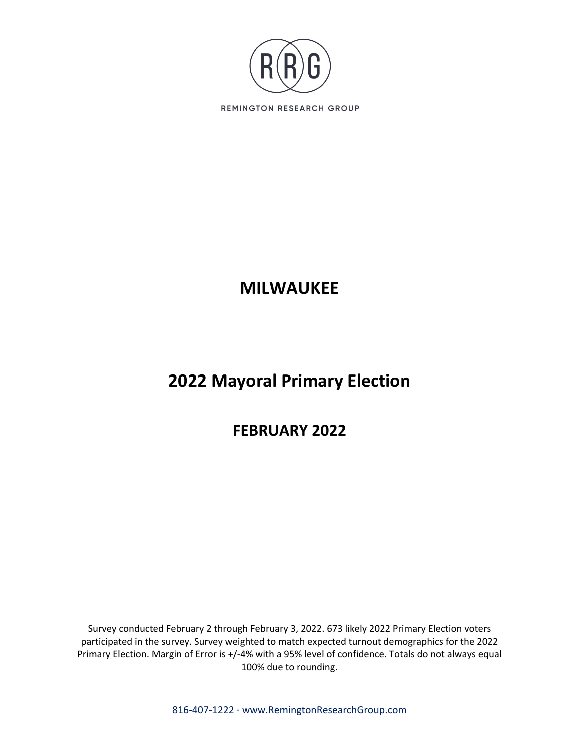REMINGTON RESEARCH GROUP

# MILWAUKEE

# 2022 Mayoral Primary Election

## FEBRUARY 2022

Survey conducted February 2 through February 3, 2022. 673 likely 2022 Primary Election voters participated in the survey. Survey weighted to match expected turnout demographics for the 2022 Primary Election. Margin of Error is +/-4% with a 95% level of confidence. Totals do not always equal 100% due to rounding.

816-407-1222 · www.RemingtonResearchGroup.com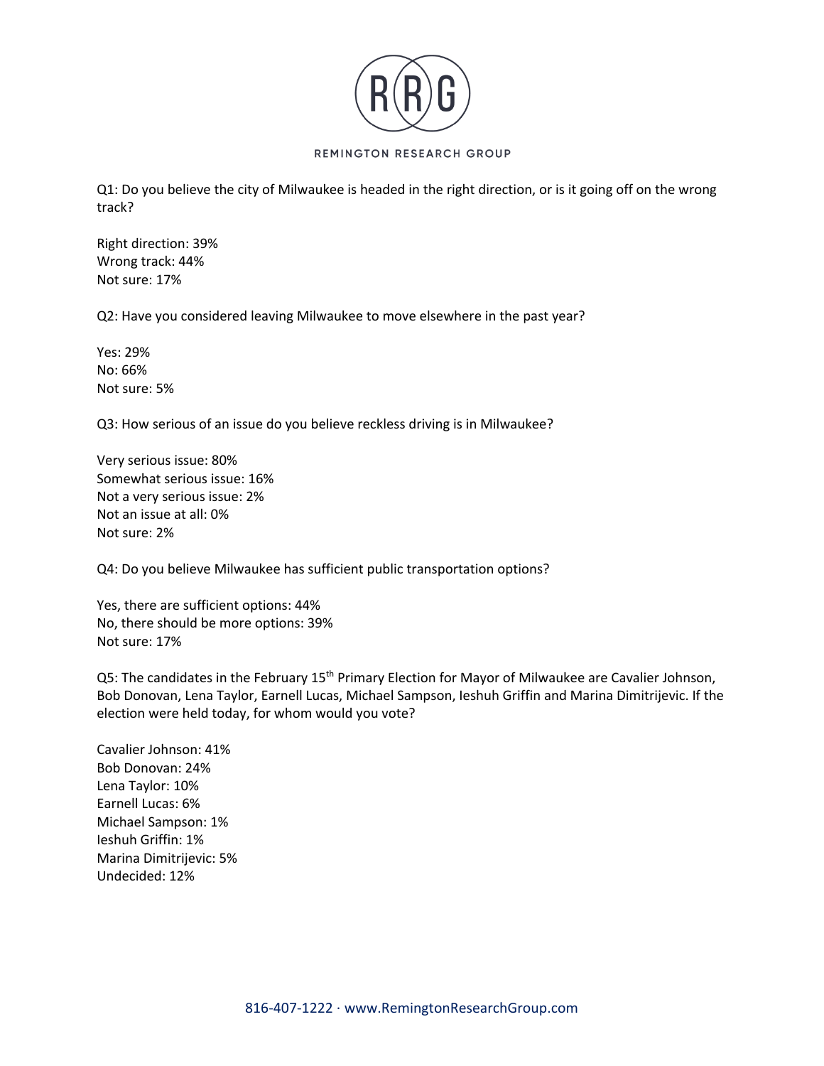REMINGTON RESEARCH GROUP

Q1: Do you believe the city of Milwaukee is headed in the right direction, or is it going off on the wrong track?

Right direction: 39%
Wrong track: 44%
Not sure: 17%

Q2: Have you considered leaving Milwaukee to move elsewhere in the past year?

Yes: 29%
No: 66%
Not sure: 5%

Q3: How serious of an issue do you believe reckless driving is in Milwaukee?

Very serious issue: 80%
Somewhat serious issue: 16%
Not a very serious issue: 2%
Not an issue at all: 0%
Not sure: 2%

Q4: Do you believe Milwaukee has sufficient public transportation options?

Yes, there are sufficient options: 44%
No, there should be more options: 39%
Not sure: 17%

Q5: The candidates in the February 15th Primary Election for Mayor of Milwaukee are Cavalier Johnson, Bob Donovan, Lena Taylor, Earnell Lucas, Michael Sampson, Ieshuh Griffin and Marina Dimitrijevic. If the election were held today, for whom would you vote?

Cavalier Johnson: 41%
Bob Donovan: 24%
Lena Taylor: 10%
Earnell Lucas: 6%
Michael Sampson: 1%
Ieshuh Griffin: 1%
Marina Dimitrijevic: 5%
Undecided: 12%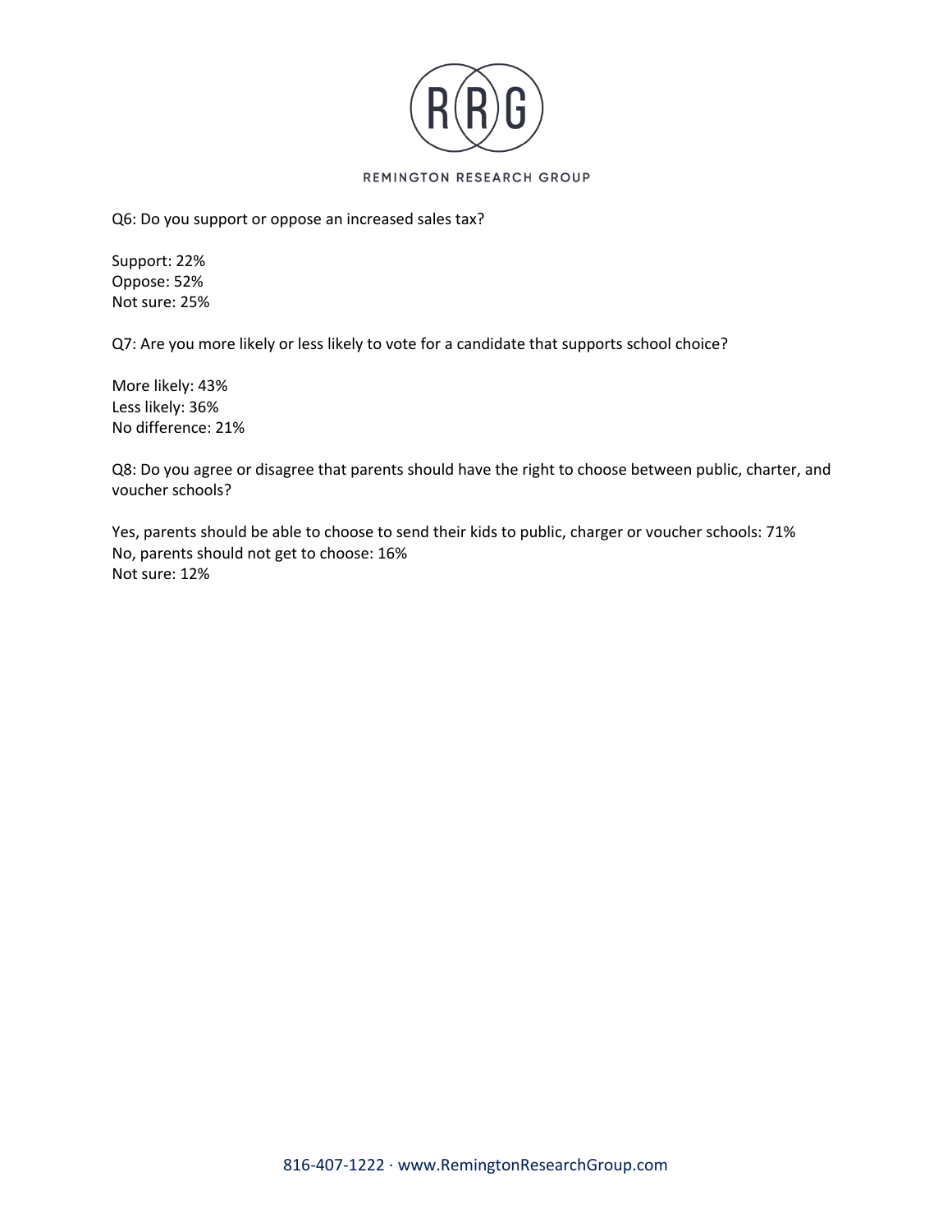Q6: Do you support or oppose an increased sales tax?

Support: 22%
Oppose: 52%
Not sure: 25%

Q7: Are you more likely or less likely to vote for a candidate that supports school choice?

More likely: 43%
Less likely: 36%
No difference: 21%

Q8: Do you agree or disagree that parents should have the right to choose between public, charter, and voucher schools?

Yes, parents should be able to choose to send their kids to public, charger or voucher schools: 71%
No, parents should not get to choose: 16%
Not sure: 12%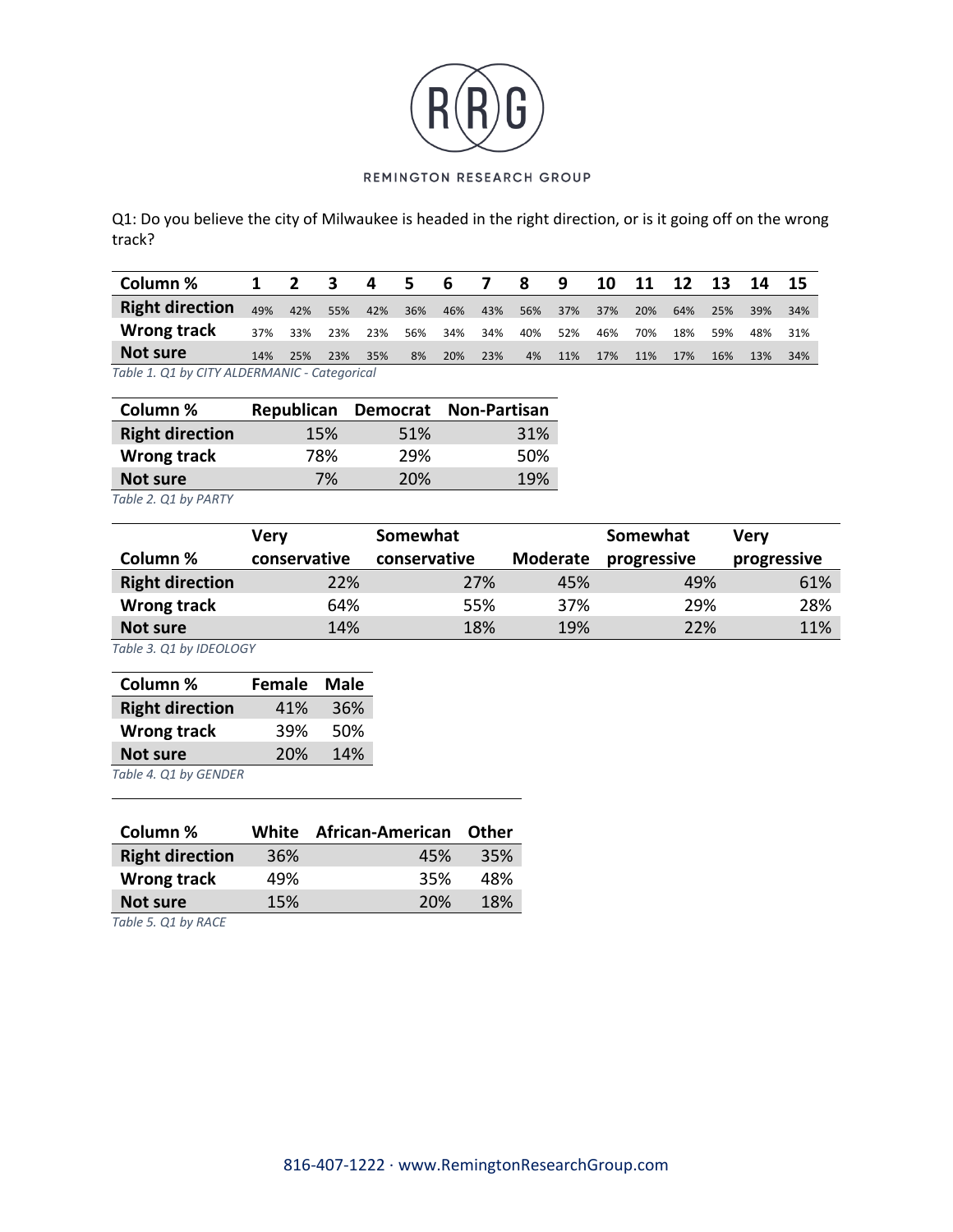Q1: Do you believe the city of Milwaukee is headed in the right direction, or is it going off on the wrong track?

| Column % | 1 | 2 | 3 | 4 | 5 | 6 | 7 | 8 | 9 | 10 | 11 | 12 | 13 | 14 | 15 |
|---|---|---|---|---|---|---|---|---|---|---|---|---|---|---|---|
| Right direction | 49% | 42% | 55% | 42% | 36% | 46% | 43% | 56% | 37% | 37% | 20% | 64% | 25% | 39% | 34% |
| Wrong track | 37% | 33% | 23% | 23% | 56% | 34% | 34% | 40% | 52% | 46% | 70% | 18% | 59% | 48% | 31% |
| Not sure | 14% | 25% | 23% | 35% | 8% | 20% | 23% | 4% | 11% | 17% | 11% | 17% | 16% | 13% | 34% |

*Table 1. Q1 by CITY ALDERMANIC - Categorical*

| Column % | Republican | Democrat | Non-Partisan |
|---|---|---|---|
| Right direction | 15% | 51% | 31% |
| Wrong track | 78% | 29% | 50% |
| Not sure | 7% | 20% | 19% |

*Table 2. Q1 by PARTY*

| Column % | Very conservative | Somewhat conservative | Moderate | Somewhat progressive | Very progressive |
|---|---|---|---|---|---|
| Right direction | 22% | 27% | 45% | 49% | 61% |
| Wrong track | 64% | 55% | 37% | 29% | 28% |
| Not sure | 14% | 18% | 19% | 22% | 11% |

*Table 3. Q1 by IDEOLOGY*

| Column % | Female | Male |
|---|---|---|
| Right direction | 41% | 36% |
| Wrong track | 39% | 50% |
| Not sure | 20% | 14% |

*Table 4. Q1 by GENDER*

| Column % | White | African-American | Other |
|---|---|---|---|
| Right direction | 36% | 45% | 35% |
| Wrong track | 49% | 35% | 48% |
| Not sure | 15% | 20% | 18% |

*Table 5. Q1 by RACE*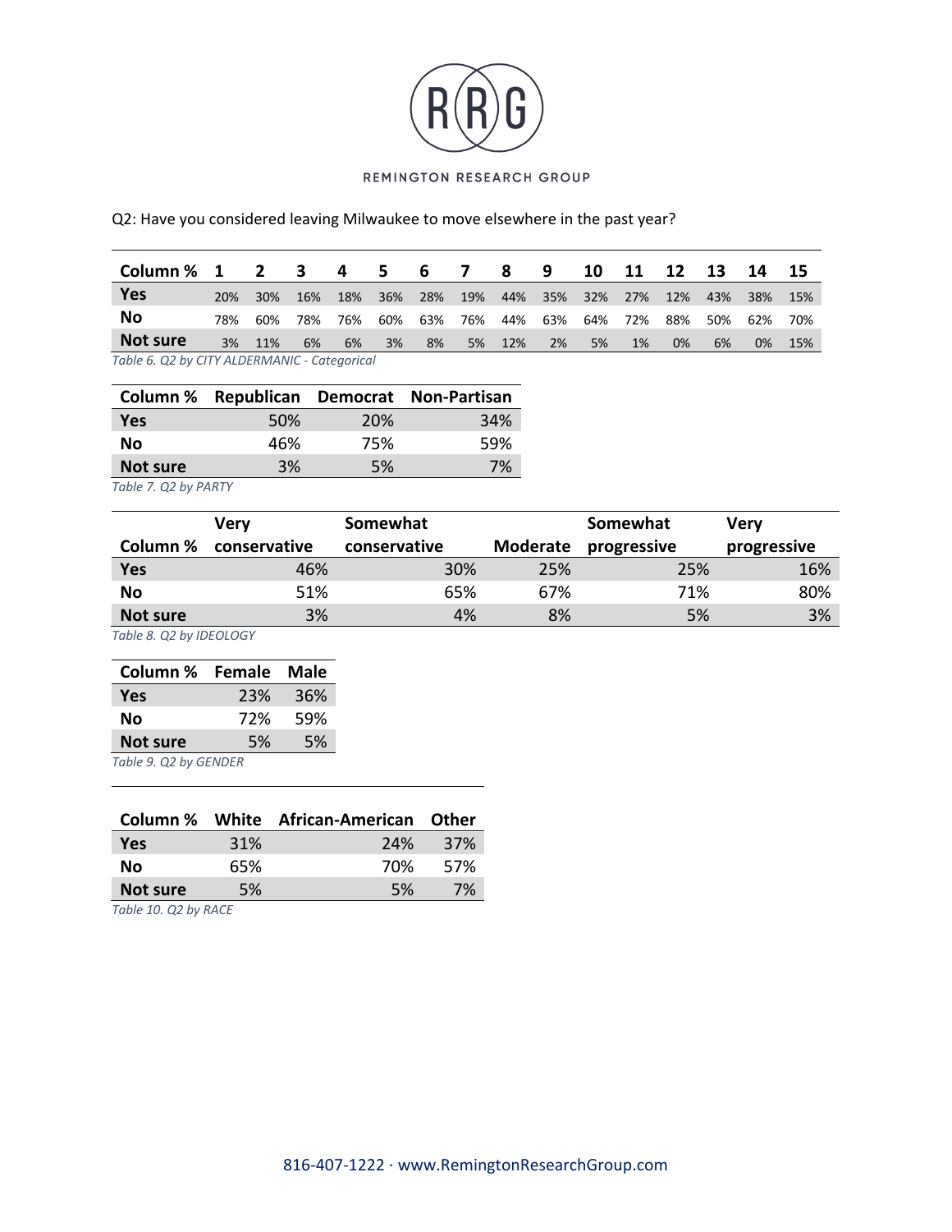Q2: Have you considered leaving Milwaukee to move elsewhere in the past year?

| Column % | 1 | 2 | 3 | 4 | 5 | 6 | 7 | 8 | 9 | 10 | 11 | 12 | 13 | 14 | 15 |
|---|---|---|---|---|---|---|---|---|---|---|---|---|---|---|---|
| Yes | 20% | 30% | 16% | 18% | 36% | 28% | 19% | 44% | 35% | 32% | 27% | 12% | 43% | 38% | 15% |
| No | 78% | 60% | 78% | 76% | 60% | 63% | 76% | 44% | 63% | 64% | 72% | 88% | 50% | 62% | 70% |
| Not sure | 3% | 11% | 6% | 6% | 3% | 8% | 5% | 12% | 2% | 5% | 1% | 0% | 6% | 0% | 15% |

*Table 6. Q2 by CITY ALDERMANIC - Categorical*

| Column % | Republican | Democrat | Non-Partisan |
|---|---|---|---|
| Yes | 50% | 20% | 34% |
| No | 46% | 75% | 59% |
| Not sure | 3% | 5% | 7% |

*Table 7. Q2 by PARTY*

| Column % | Very conservative | Somewhat conservative | Moderate | Somewhat progressive | Very progressive |
|---|---|---|---|---|---|
| Yes | 46% | 30% | 25% | 25% | 16% |
| No | 51% | 65% | 67% | 71% | 80% |
| Not sure | 3% | 4% | 8% | 5% | 3% |

*Table 8. Q2 by IDEOLOGY*

| Column % | Female | Male |
|---|---|---|
| Yes | 23% | 36% |
| No | 72% | 59% |
| Not sure | 5% | 5% |

*Table 9. Q2 by GENDER*

| Column % | White | African-American | Other |
|---|---|---|---|
| Yes | 31% | 24% | 37% |
| No | 65% | 70% | 57% |
| Not sure | 5% | 5% | 7% |

*Table 10. Q2 by RACE*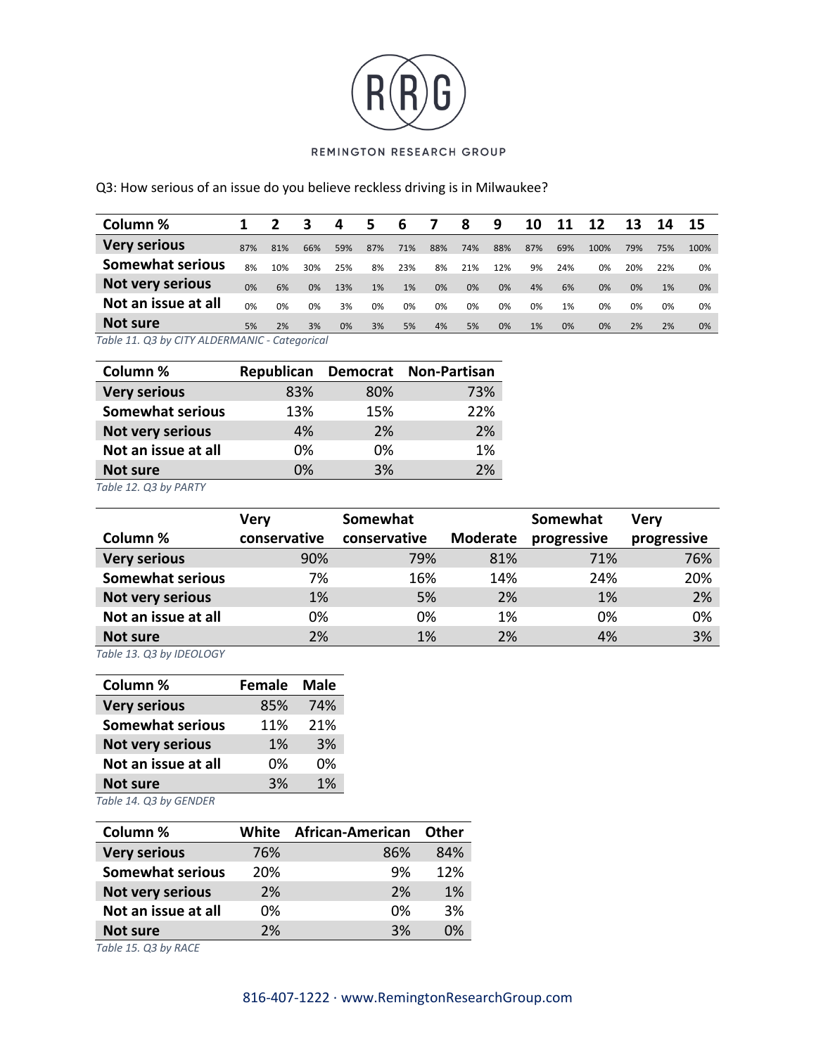Q3: How serious of an issue do you believe reckless driving is in Milwaukee?

| Column % | 1 | 2 | 3 | 4 | 5 | 6 | 7 | 8 | 9 | 10 | 11 | 12 | 13 | 14 | 15 |
|---|---|---|---|---|---|---|---|---|---|---|---|---|---|---|---|
| Very serious | 87% | 81% | 66% | 59% | 87% | 71% | 88% | 74% | 88% | 87% | 69% | 100% | 79% | 75% | 100% |
| Somewhat serious | 8% | 10% | 30% | 25% | 8% | 23% | 8% | 21% | 12% | 9% | 24% | 0% | 20% | 22% | 0% |
| Not very serious | 0% | 6% | 0% | 13% | 1% | 1% | 0% | 0% | 0% | 4% | 6% | 0% | 0% | 1% | 0% |
| Not an issue at all | 0% | 0% | 0% | 3% | 0% | 0% | 0% | 0% | 0% | 0% | 1% | 0% | 0% | 0% | 0% |
| Not sure | 5% | 2% | 3% | 0% | 3% | 5% | 4% | 5% | 0% | 1% | 0% | 0% | 2% | 2% | 0% |

*Table 11. Q3 by CITY ALDERMANIC - Categorical*

| Column % | Republican | Democrat | Non-Partisan |
|---|---|---|---|
| Very serious | 83% | 80% | 73% |
| Somewhat serious | 13% | 15% | 22% |
| Not very serious | 4% | 2% | 2% |
| Not an issue at all | 0% | 0% | 1% |
| Not sure | 0% | 3% | 2% |

*Table 12. Q3 by PARTY*

| Column % | Very conservative | Somewhat conservative | Moderate | Somewhat progressive | Very progressive |
|---|---|---|---|---|---|
| Very serious | 90% | 79% | 81% | 71% | 76% |
| Somewhat serious | 7% | 16% | 14% | 24% | 20% |
| Not very serious | 1% | 5% | 2% | 1% | 2% |
| Not an issue at all | 0% | 0% | 1% | 0% | 0% |
| Not sure | 2% | 1% | 2% | 4% | 3% |

*Table 13. Q3 by IDEOLOGY*

| Column % | Female | Male |
|---|---|---|
| Very serious | 85% | 74% |
| Somewhat serious | 11% | 21% |
| Not very serious | 1% | 3% |
| Not an issue at all | 0% | 0% |
| Not sure | 3% | 1% |

*Table 14. Q3 by GENDER*

| Column % | White | African-American | Other |
|---|---|---|---|
| Very serious | 76% | 86% | 84% |
| Somewhat serious | 20% | 9% | 12% |
| Not very serious | 2% | 2% | 1% |
| Not an issue at all | 0% | 0% | 3% |
| Not sure | 2% | 3% | 0% |

*Table 15. Q3 by RACE*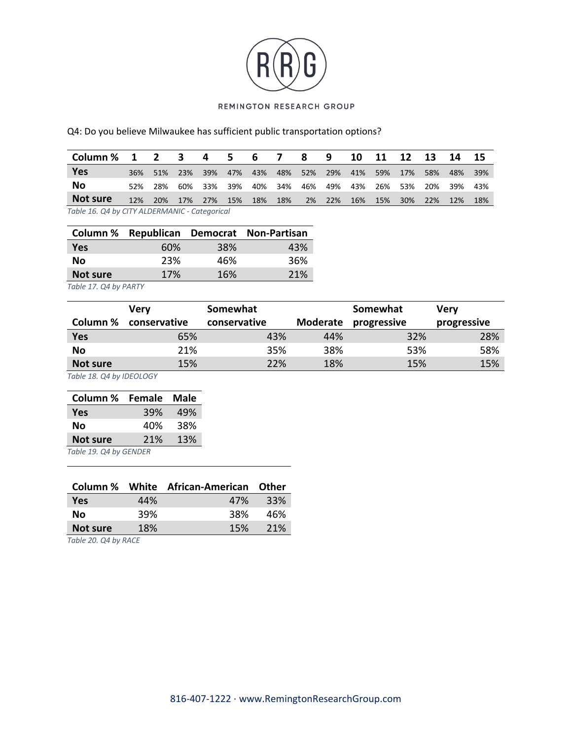Q4: Do you believe Milwaukee has sufficient public transportation options?

| Column % | 1 | 2 | 3 | 4 | 5 | 6 | 7 | 8 | 9 | 10 | 11 | 12 | 13 | 14 | 15 |
|---|---|---|---|---|---|---|---|---|---|---|---|---|---|---|---|
| **Yes** | 36% | 51% | 23% | 39% | 47% | 43% | 48% | 52% | 29% | 41% | 59% | 17% | 58% | 48% | 39% |
| **No** | 52% | 28% | 60% | 33% | 39% | 40% | 34% | 46% | 49% | 43% | 26% | 53% | 20% | 39% | 43% |
| **Not sure** | 12% | 20% | 17% | 27% | 15% | 18% | 18% | 2% | 22% | 16% | 15% | 30% | 22% | 12% | 18% |

*Table 16. Q4 by CITY ALDERMANIC - Categorical*

| Column % | Republican | Democrat | Non-Partisan |
|---|---|---|---|
| **Yes** | 60% | 38% | 43% |
| **No** | 23% | 46% | 36% |
| **Not sure** | 17% | 16% | 21% |

*Table 17. Q4 by PARTY*

| Column % | Very conservative | Somewhat conservative | Moderate | Somewhat progressive | Very progressive |
|---|---|---|---|---|---|
| **Yes** | 65% | 43% | 44% | 32% | 28% |
| **No** | 21% | 35% | 38% | 53% | 58% |
| **Not sure** | 15% | 22% | 18% | 15% | 15% |

*Table 18. Q4 by IDEOLOGY*

| Column % | Female | Male |
|---|---|---|
| **Yes** | 39% | 49% |
| **No** | 40% | 38% |
| **Not sure** | 21% | 13% |

*Table 19. Q4 by GENDER*

| Column % | White | African-American | Other |
|---|---|---|---|
| **Yes** | 44% | 47% | 33% |
| **No** | 39% | 38% | 46% |
| **Not sure** | 18% | 15% | 21% |

*Table 20. Q4 by RACE*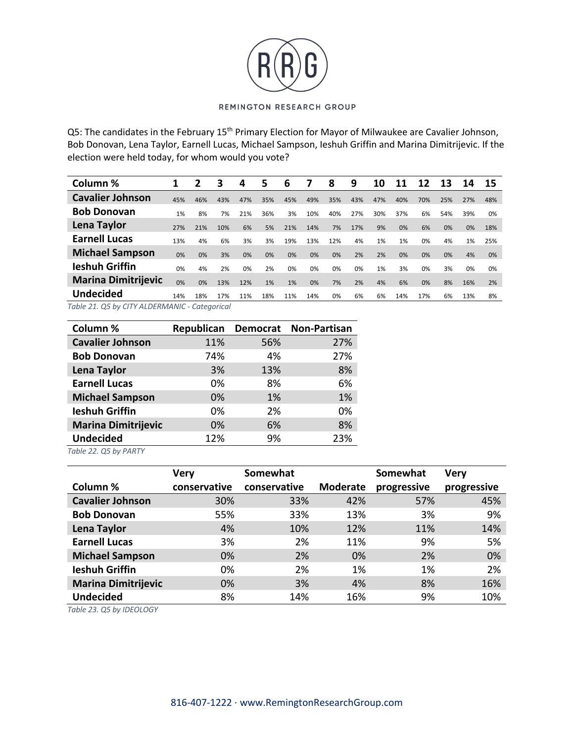Q5: The candidates in the February 15th Primary Election for Mayor of Milwaukee are Cavalier Johnson, Bob Donovan, Lena Taylor, Earnell Lucas, Michael Sampson, Ieshuh Griffin and Marina Dimitrijevic. If the election were held today, for whom would you vote?

| Column % | 1 | 2 | 3 | 4 | 5 | 6 | 7 | 8 | 9 | 10 | 11 | 12 | 13 | 14 | 15 |
|---|---|---|---|---|---|---|---|---|---|---|---|---|---|---|---|
| **Cavalier Johnson** | 45% | 46% | 43% | 47% | 35% | 45% | 49% | 35% | 43% | 47% | 40% | 70% | 25% | 27% | 48% |
| **Bob Donovan** | 1% | 8% | 7% | 21% | 36% | 3% | 10% | 40% | 27% | 30% | 37% | 6% | 54% | 39% | 0% |
| **Lena Taylor** | 27% | 21% | 10% | 6% | 5% | 21% | 14% | 7% | 17% | 9% | 0% | 6% | 0% | 0% | 18% |
| **Earnell Lucas** | 13% | 4% | 6% | 3% | 3% | 19% | 13% | 12% | 4% | 1% | 1% | 0% | 4% | 1% | 25% |
| **Michael Sampson** | 0% | 0% | 3% | 0% | 0% | 0% | 0% | 0% | 2% | 2% | 0% | 0% | 0% | 4% | 0% |
| **Ieshuh Griffin** | 0% | 4% | 2% | 0% | 2% | 0% | 0% | 0% | 0% | 1% | 3% | 0% | 3% | 0% | 0% |
| **Marina Dimitrijevic** | 0% | 0% | 13% | 12% | 1% | 1% | 0% | 7% | 2% | 4% | 6% | 0% | 8% | 16% | 2% |
| **Undecided** | 14% | 18% | 17% | 11% | 18% | 11% | 14% | 0% | 6% | 6% | 14% | 17% | 6% | 13% | 8% |

*Table 21. Q5 by CITY ALDERMANIC - Categorical*

| Column % | Republican | Democrat | Non-Partisan |
|---|---|---|---|
| **Cavalier Johnson** | 11% | 56% | 27% |
| **Bob Donovan** | 74% | 4% | 27% |
| **Lena Taylor** | 3% | 13% | 8% |
| **Earnell Lucas** | 0% | 8% | 6% |
| **Michael Sampson** | 0% | 1% | 1% |
| **Ieshuh Griffin** | 0% | 2% | 0% |
| **Marina Dimitrijevic** | 0% | 6% | 8% |
| **Undecided** | 12% | 9% | 23% |

*Table 22. Q5 by PARTY*

| Column % | Very conservative | Somewhat conservative | Moderate | Somewhat progressive | Very progressive |
|---|---|---|---|---|---|
| **Cavalier Johnson** | 30% | 33% | 42% | 57% | 45% |
| **Bob Donovan** | 55% | 33% | 13% | 3% | 9% |
| **Lena Taylor** | 4% | 10% | 12% | 11% | 14% |
| **Earnell Lucas** | 3% | 2% | 11% | 9% | 5% |
| **Michael Sampson** | 0% | 2% | 0% | 2% | 0% |
| **Ieshuh Griffin** | 0% | 2% | 1% | 1% | 2% |
| **Marina Dimitrijevic** | 0% | 3% | 4% | 8% | 16% |
| **Undecided** | 8% | 14% | 16% | 9% | 10% |

*Table 23. Q5 by IDEOLOGY*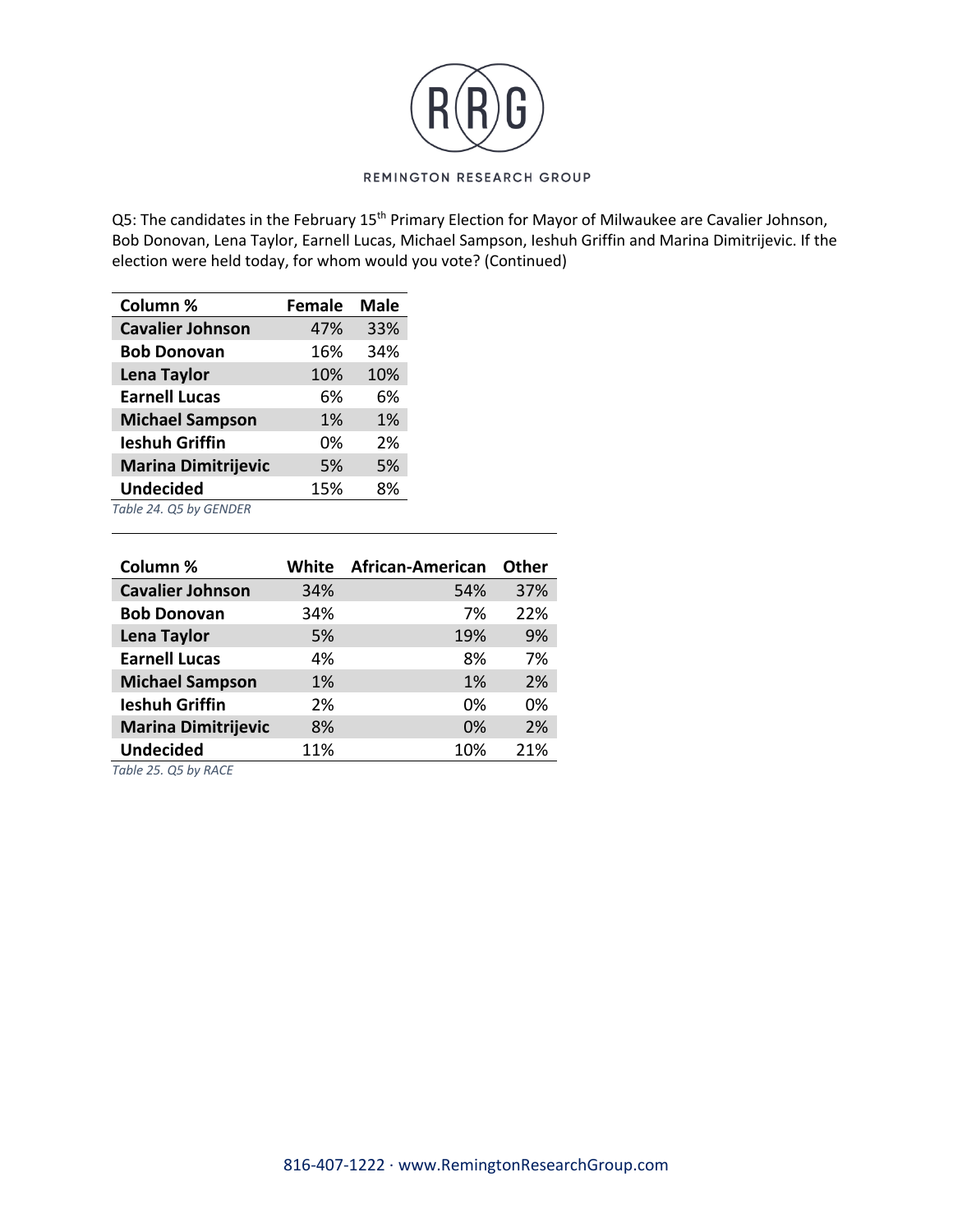Q5: The candidates in the February 15th Primary Election for Mayor of Milwaukee are Cavalier Johnson, Bob Donovan, Lena Taylor, Earnell Lucas, Michael Sampson, Ieshuh Griffin and Marina Dimitrijevic. If the election were held today, for whom would you vote? (Continued)

| Column % | Female | Male |
|---|---|---|
| **Cavalier Johnson** | 47% | 33% |
| **Bob Donovan** | 16% | 34% |
| **Lena Taylor** | 10% | 10% |
| **Earnell Lucas** | 6% | 6% |
| **Michael Sampson** | 1% | 1% |
| **Ieshuh Griffin** | 0% | 2% |
| **Marina Dimitrijevic** | 5% | 5% |
| **Undecided** | 15% | 8% |

*Table 24. Q5 by GENDER*

| Column % | White | African-American | Other |
|---|---|---|---|
| **Cavalier Johnson** | 34% | 54% | 37% |
| **Bob Donovan** | 34% | 7% | 22% |
| **Lena Taylor** | 5% | 19% | 9% |
| **Earnell Lucas** | 4% | 8% | 7% |
| **Michael Sampson** | 1% | 1% | 2% |
| **Ieshuh Griffin** | 2% | 0% | 0% |
| **Marina Dimitrijevic** | 8% | 0% | 2% |
| **Undecided** | 11% | 10% | 21% |

*Table 25. Q5 by RACE*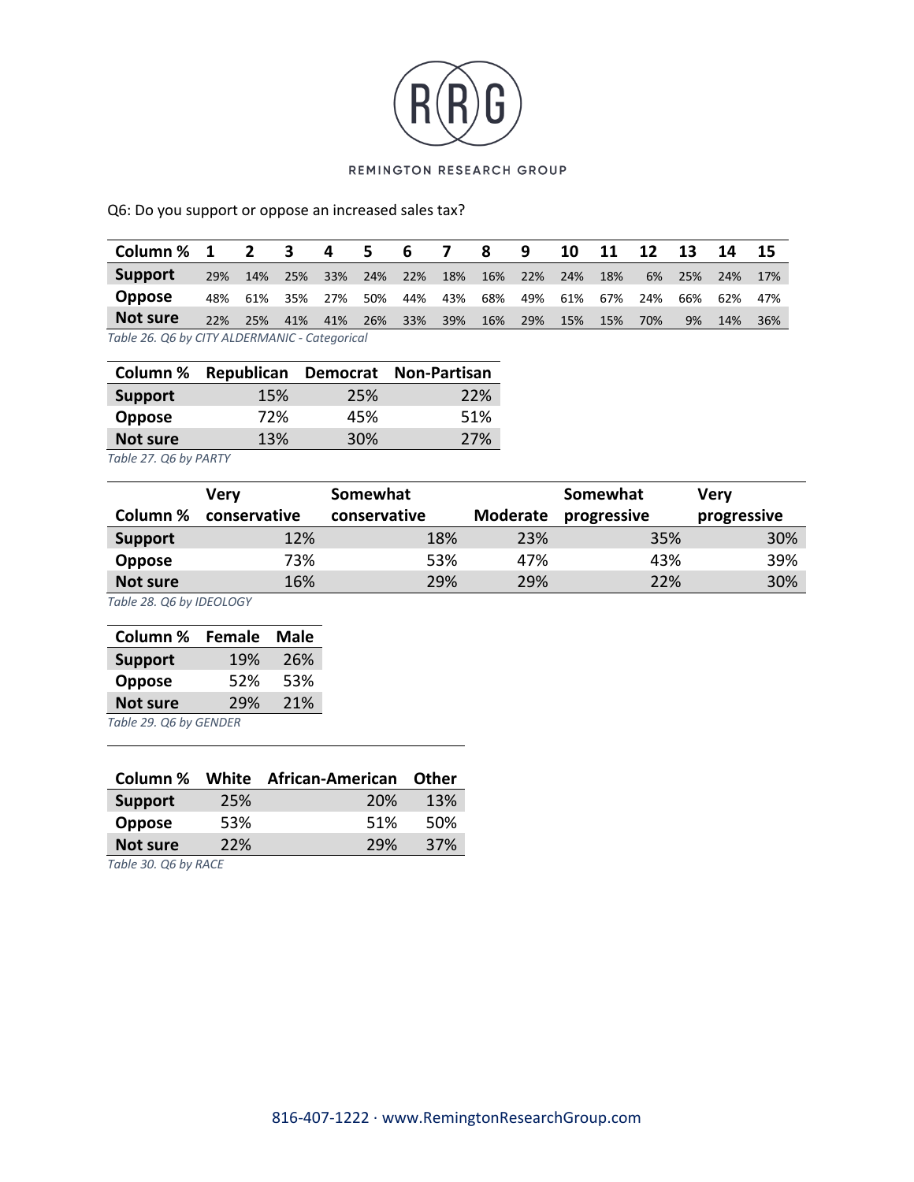Q6: Do you support or oppose an increased sales tax?

| Column % | 1 | 2 | 3 | 4 | 5 | 6 | 7 | 8 | 9 | 10 | 11 | 12 | 13 | 14 | 15 |
|---|---|---|---|---|---|---|---|---|---|---|---|---|---|---|---|
| **Support** | 29% | 14% | 25% | 33% | 24% | 22% | 18% | 16% | 22% | 24% | 18% | 6% | 25% | 24% | 17% |
| **Oppose** | 48% | 61% | 35% | 27% | 50% | 44% | 43% | 68% | 49% | 61% | 67% | 24% | 66% | 62% | 47% |
| **Not sure** | 22% | 25% | 41% | 41% | 26% | 33% | 39% | 16% | 29% | 15% | 15% | 70% | 9% | 14% | 36% |

*Table 26. Q6 by CITY ALDERMANIC - Categorical*

| Column % | Republican | Democrat | Non-Partisan |
|---|---|---|---|
| **Support** | 15% | 25% | 22% |
| **Oppose** | 72% | 45% | 51% |
| **Not sure** | 13% | 30% | 27% |

*Table 27. Q6 by PARTY*

| Column % | Very conservative | Somewhat conservative | Moderate | Somewhat progressive | Very progressive |
|---|---|---|---|---|---|
| **Support** | 12% | 18% | 23% | 35% | 30% |
| **Oppose** | 73% | 53% | 47% | 43% | 39% |
| **Not sure** | 16% | 29% | 29% | 22% | 30% |

*Table 28. Q6 by IDEOLOGY*

| Column % | Female | Male |
|---|---|---|
| **Support** | 19% | 26% |
| **Oppose** | 52% | 53% |
| **Not sure** | 29% | 21% |

*Table 29. Q6 by GENDER*

| Column % | White | African-American | Other |
|---|---|---|---|
| **Support** | 25% | 20% | 13% |
| **Oppose** | 53% | 51% | 50% |
| **Not sure** | 22% | 29% | 37% |

*Table 30. Q6 by RACE*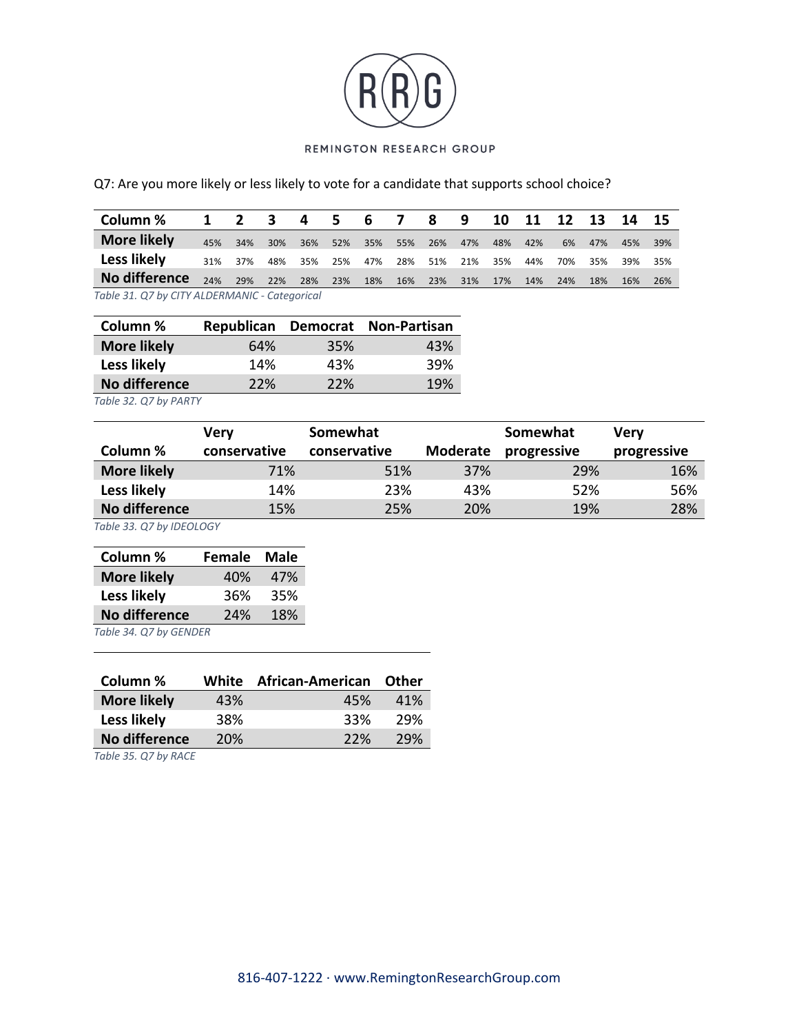Q7: Are you more likely or less likely to vote for a candidate that supports school choice?

| Column % | 1 | 2 | 3 | 4 | 5 | 6 | 7 | 8 | 9 | 10 | 11 | 12 | 13 | 14 | 15 |
|---|---|---|---|---|---|---|---|---|---|---|---|---|---|---|---|
| More likely | 45% | 34% | 30% | 36% | 52% | 35% | 55% | 26% | 47% | 48% | 42% | 6% | 47% | 45% | 39% |
| Less likely | 31% | 37% | 48% | 35% | 25% | 47% | 28% | 51% | 21% | 35% | 44% | 70% | 35% | 39% | 35% |
| No difference | 24% | 29% | 22% | 28% | 23% | 18% | 16% | 23% | 31% | 17% | 14% | 24% | 18% | 16% | 26% |

*Table 31. Q7 by CITY ALDERMANIC - Categorical*

| Column % | Republican | Democrat | Non-Partisan |
|---|---|---|---|
| More likely | 64% | 35% | 43% |
| Less likely | 14% | 43% | 39% |
| No difference | 22% | 22% | 19% |

*Table 32. Q7 by PARTY*

| Column % | Very conservative | Somewhat conservative | Moderate | Somewhat progressive | Very progressive |
|---|---|---|---|---|---|
| More likely | 71% | 51% | 37% | 29% | 16% |
| Less likely | 14% | 23% | 43% | 52% | 56% |
| No difference | 15% | 25% | 20% | 19% | 28% |

*Table 33. Q7 by IDEOLOGY*

| Column % | Female | Male |
|---|---|---|
| More likely | 40% | 47% |
| Less likely | 36% | 35% |
| No difference | 24% | 18% |

*Table 34. Q7 by GENDER*

| Column % | White | African-American | Other |
|---|---|---|---|
| More likely | 43% | 45% | 41% |
| Less likely | 38% | 33% | 29% |
| No difference | 20% | 22% | 29% |

*Table 35. Q7 by RACE*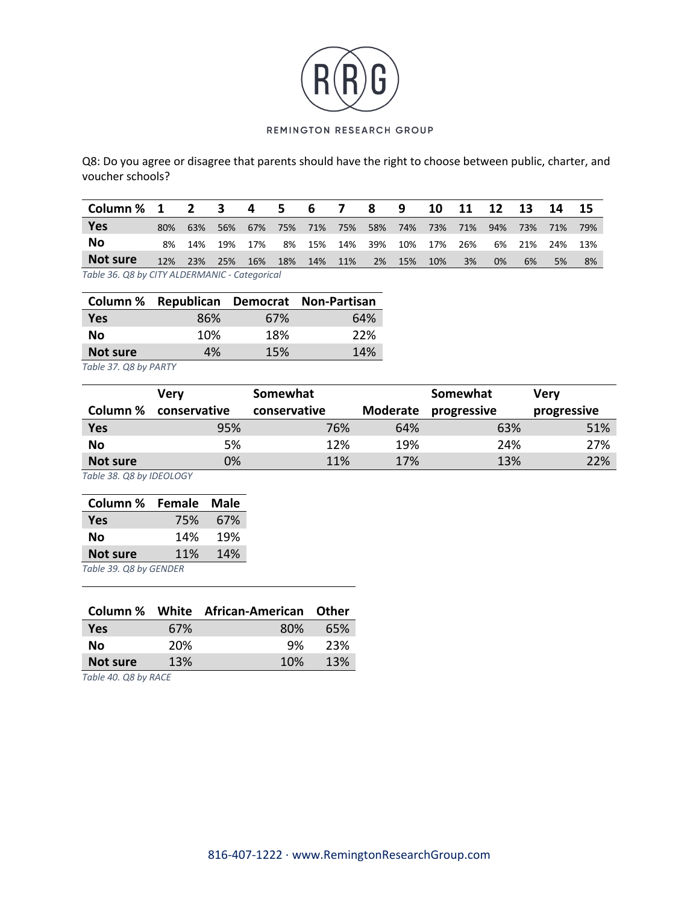Q8: Do you agree or disagree that parents should have the right to choose between public, charter, and voucher schools?

| Column % | 1 | 2 | 3 | 4 | 5 | 6 | 7 | 8 | 9 | 10 | 11 | 12 | 13 | 14 | 15 |
|---|---|---|---|---|---|---|---|---|---|---|---|---|---|---|---|
| Yes | 80% | 63% | 56% | 67% | 75% | 71% | 75% | 58% | 74% | 73% | 71% | 94% | 73% | 71% | 79% |
| No | 8% | 14% | 19% | 17% | 8% | 15% | 14% | 39% | 10% | 17% | 26% | 6% | 21% | 24% | 13% |
| Not sure | 12% | 23% | 25% | 16% | 18% | 14% | 11% | 2% | 15% | 10% | 3% | 0% | 6% | 5% | 8% |

*Table 36. Q8 by CITY ALDERMANIC - Categorical*

| Column % | Republican | Democrat | Non-Partisan |
|---|---|---|---|
| Yes | 86% | 67% | 64% |
| No | 10% | 18% | 22% |
| Not sure | 4% | 15% | 14% |

*Table 37. Q8 by PARTY*

| Column % | Very conservative | Somewhat conservative | Moderate | Somewhat progressive | Very progressive |
|---|---|---|---|---|---|
| Yes | 95% | 76% | 64% | 63% | 51% |
| No | 5% | 12% | 19% | 24% | 27% |
| Not sure | 0% | 11% | 17% | 13% | 22% |

*Table 38. Q8 by IDEOLOGY*

| Column % | Female | Male |
|---|---|---|
| Yes | 75% | 67% |
| No | 14% | 19% |
| Not sure | 11% | 14% |

*Table 39. Q8 by GENDER*

| Column % | White | African-American | Other |
|---|---|---|---|
| Yes | 67% | 80% | 65% |
| No | 20% | 9% | 23% |
| Not sure | 13% | 10% | 13% |

*Table 40. Q8 by RACE*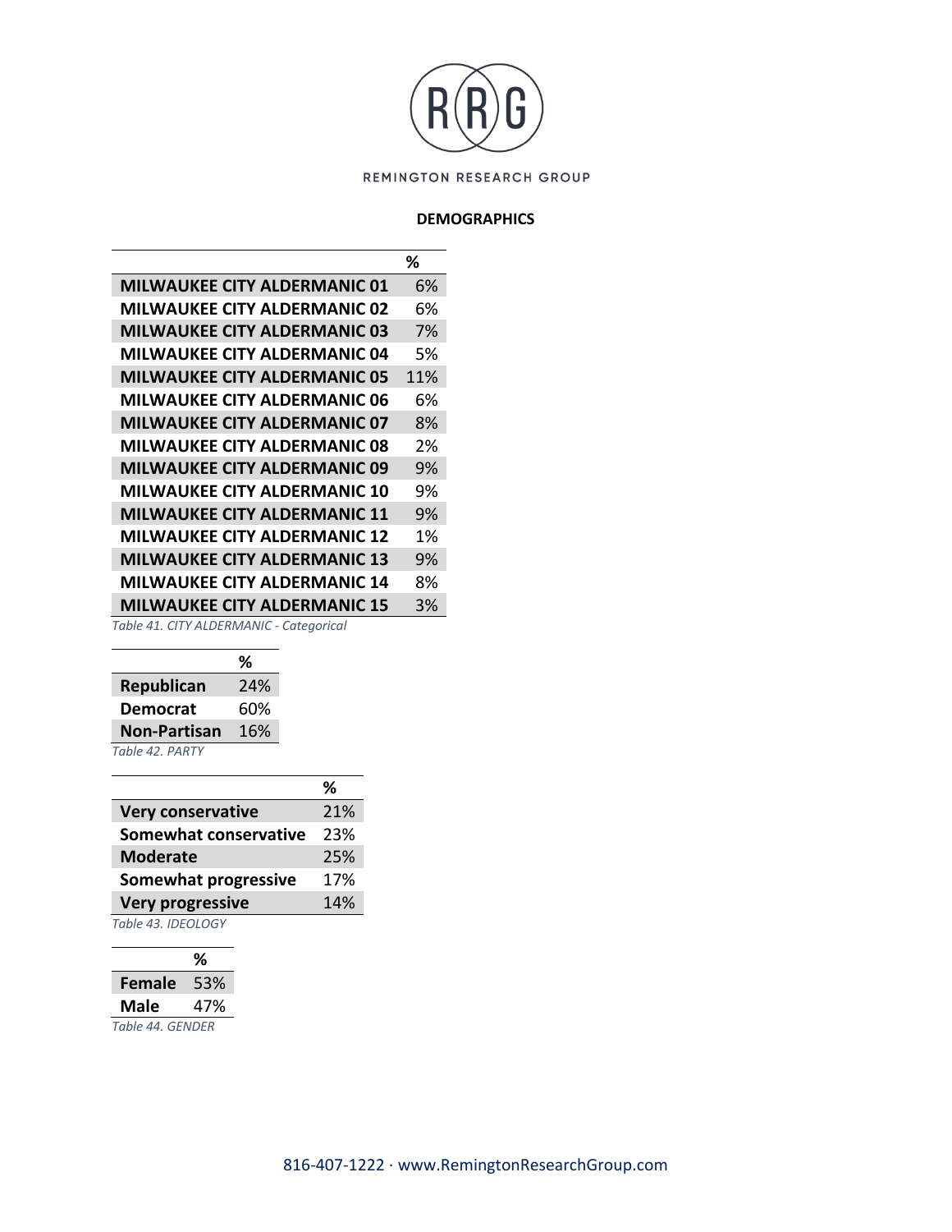## DEMOGRAPHICS

| | % |
|---|---|
| **MILWAUKEE CITY ALDERMANIC 01** | 6% |
| **MILWAUKEE CITY ALDERMANIC 02** | 6% |
| **MILWAUKEE CITY ALDERMANIC 03** | 7% |
| **MILWAUKEE CITY ALDERMANIC 04** | 5% |
| **MILWAUKEE CITY ALDERMANIC 05** | 11% |
| **MILWAUKEE CITY ALDERMANIC 06** | 6% |
| **MILWAUKEE CITY ALDERMANIC 07** | 8% |
| **MILWAUKEE CITY ALDERMANIC 08** | 2% |
| **MILWAUKEE CITY ALDERMANIC 09** | 9% |
| **MILWAUKEE CITY ALDERMANIC 10** | 9% |
| **MILWAUKEE CITY ALDERMANIC 11** | 9% |
| **MILWAUKEE CITY ALDERMANIC 12** | 1% |
| **MILWAUKEE CITY ALDERMANIC 13** | 9% |
| **MILWAUKEE CITY ALDERMANIC 14** | 8% |
| **MILWAUKEE CITY ALDERMANIC 15** | 3% |

*Table 41. CITY ALDERMANIC - Categorical*

| | % |
|---|---|
| **Republican** | 24% |
| **Democrat** | 60% |
| **Non-Partisan** | 16% |

*Table 42. PARTY*

| | % |
|---|---|
| **Very conservative** | 21% |
| **Somewhat conservative** | 23% |
| **Moderate** | 25% |
| **Somewhat progressive** | 17% |
| **Very progressive** | 14% |

*Table 43. IDEOLOGY*

| | % |
|---|---|
| **Female** | 53% |
| **Male** | 47% |

*Table 44. GENDER*